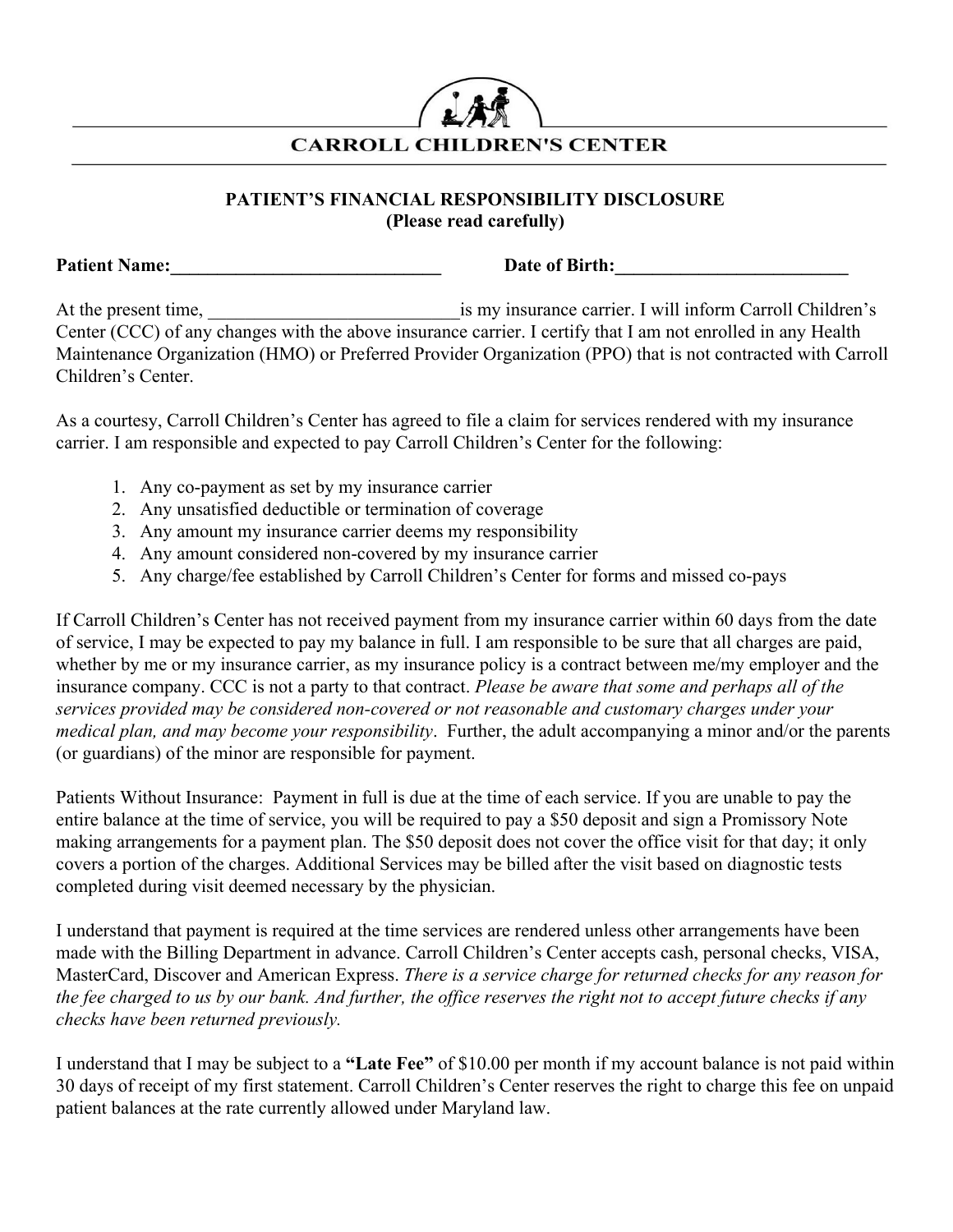# CARROLL CHILDREN'S CENTER

## PATIENT'S FINANCIAL RESPONSIBILITY DISCLOSURE
**(Please read carefully)**

**Patient Name:______________________________ Date of Birth:__________________________**

At the present time, ____________________________is my insurance carrier. I will inform Carroll Children's Center (CCC) of any changes with the above insurance carrier. I certify that I am not enrolled in any Health Maintenance Organization (HMO) or Preferred Provider Organization (PPO) that is not contracted with Carroll Children's Center.

As a courtesy, Carroll Children's Center has agreed to file a claim for services rendered with my insurance carrier. I am responsible and expected to pay Carroll Children's Center for the following:

1. Any co-payment as set by my insurance carrier
2. Any unsatisfied deductible or termination of coverage
3. Any amount my insurance carrier deems my responsibility
4. Any amount considered non-covered by my insurance carrier
5. Any charge/fee established by Carroll Children's Center for forms and missed co-pays

If Carroll Children's Center has not received payment from my insurance carrier within 60 days from the date of service, I may be expected to pay my balance in full. I am responsible to be sure that all charges are paid, whether by me or my insurance carrier, as my insurance policy is a contract between me/my employer and the insurance company. CCC is not a party to that contract. *Please be aware that some and perhaps all of the services provided may be considered non-covered or not reasonable and customary charges under your medical plan, and may become your responsibility*. Further, the adult accompanying a minor and/or the parents (or guardians) of the minor are responsible for payment.

Patients Without Insurance: Payment in full is due at the time of each service. If you are unable to pay the entire balance at the time of service, you will be required to pay a $50 deposit and sign a Promissory Note making arrangements for a payment plan. The $50 deposit does not cover the office visit for that day; it only covers a portion of the charges. Additional Services may be billed after the visit based on diagnostic tests completed during visit deemed necessary by the physician.

I understand that payment is required at the time services are rendered unless other arrangements have been made with the Billing Department in advance. Carroll Children's Center accepts cash, personal checks, VISA, MasterCard, Discover and American Express. *There is a service charge for returned checks for any reason for the fee charged to us by our bank. And further, the office reserves the right not to accept future checks if any checks have been returned previously.*

I understand that I may be subject to a **"Late Fee"** of $10.00 per month if my account balance is not paid within 30 days of receipt of my first statement. Carroll Children's Center reserves the right to charge this fee on unpaid patient balances at the rate currently allowed under Maryland law.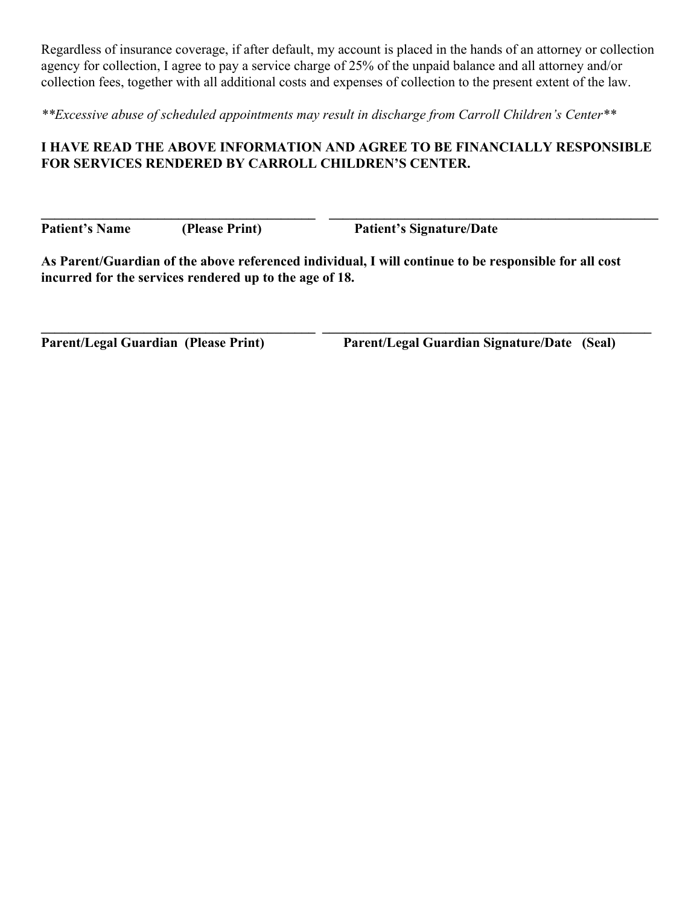Regardless of insurance coverage, if after default, my account is placed in the hands of an attorney or collection agency for collection, I agree to pay a service charge of 25% of the unpaid balance and all attorney and/or collection fees, together with all additional costs and expenses of collection to the present extent of the law.

***Excessive abuse of scheduled appointments may result in discharge from Carroll Children's Center***

**I HAVE READ THE ABOVE INFORMATION AND AGREE TO BE FINANCIALLY RESPONSIBLE FOR SERVICES RENDERED BY CARROLL CHILDREN'S CENTER.**

\_\_\_\_\_\_\_\_\_\_\_\_\_\_\_\_\_\_\_\_\_\_\_\_\_\_\_\_\_\_\_\_\_\_\_\_\_\_\_\_ \_\_\_\_\_\_\_\_\_\_\_\_\_\_\_\_\_\_\_\_\_\_\_\_\_\_\_\_\_\_\_\_\_\_\_\_\_\_\_\_\_\_\_\_\_\_\_\_

**Patient's Name (Please Print) Patient's Signature/Date**

**As Parent/Guardian of the above referenced individual, I will continue to be responsible for all cost incurred for the services rendered up to the age of 18.**

\_\_\_\_\_\_\_\_\_\_\_\_\_\_\_\_\_\_\_\_\_\_\_\_\_\_\_\_\_\_\_\_\_\_\_\_\_\_\_\_ \_\_\_\_\_\_\_\_\_\_\_\_\_\_\_\_\_\_\_\_\_\_\_\_\_\_\_\_\_\_\_\_\_\_\_\_\_\_\_\_\_\_\_\_\_\_\_\_

**Parent/Legal Guardian (Please Print) Parent/Legal Guardian Signature/Date (Seal)**